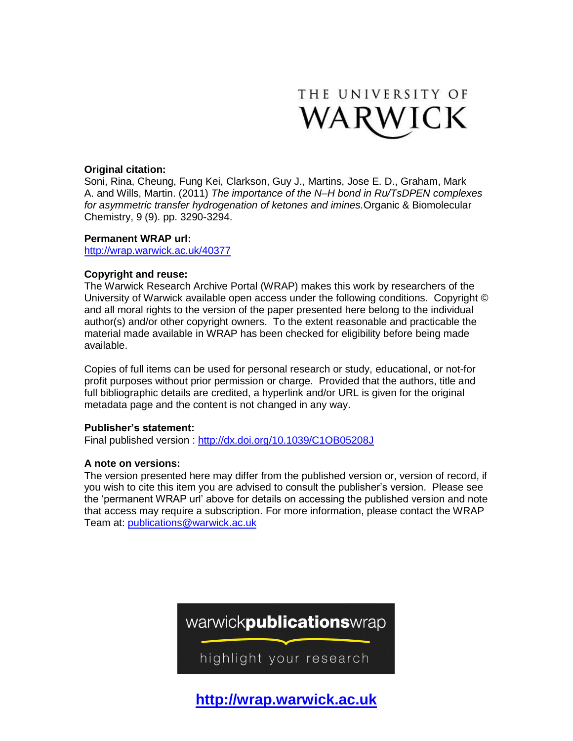THE UNIVERSITY OF WARWICK

**Original citation:**
Soni, Rina, Cheung, Fung Kei, Clarkson, Guy J., Martins, Jose E. D., Graham, Mark A. and Wills, Martin. (2011) *The importance of the N–H bond in Ru/TsDPEN complexes for asymmetric transfer hydrogenation of ketones and imines.* Organic & Biomolecular Chemistry, 9 (9). pp. 3290-3294.

**Permanent WRAP url:**
http://wrap.warwick.ac.uk/40377

**Copyright and reuse:**
The Warwick Research Archive Portal (WRAP) makes this work by researchers of the University of Warwick available open access under the following conditions. Copyright © and all moral rights to the version of the paper presented here belong to the individual author(s) and/or other copyright owners. To the extent reasonable and practicable the material made available in WRAP has been checked for eligibility before being made available.

Copies of full items can be used for personal research or study, educational, or not-for profit purposes without prior permission or charge. Provided that the authors, title and full bibliographic details are credited, a hyperlink and/or URL is given for the original metadata page and the content is not changed in any way.

**Publisher's statement:**
Final published version : http://dx.doi.org/10.1039/C1OB05208J

**A note on versions:**
The version presented here may differ from the published version or, version of record, if you wish to cite this item you are advised to consult the publisher's version. Please see the 'permanent WRAP url' above for details on accessing the published version and note that access may require a subscription. For more information, please contact the WRAP Team at: publications@warwick.ac.uk

warwick**publications**wrap

highlight your research

**http://wrap.warwick.ac.uk**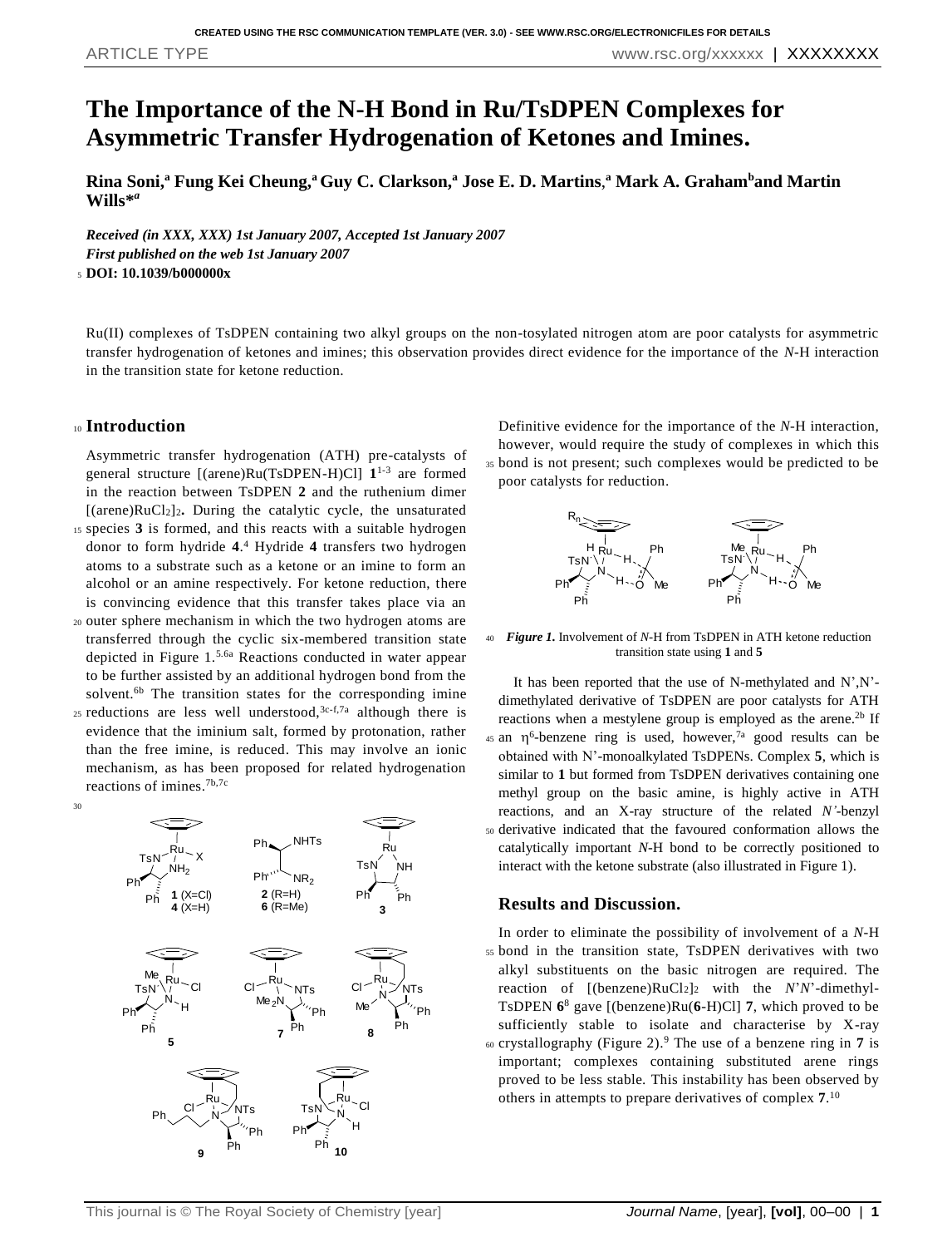# The Importance of the N-H Bond in Ru/TsDPEN Complexes for Asymmetric Transfer Hydrogenation of Ketones and Imines.

**Rina Soni,[a] Fung Kei Cheung,[a] Guy C. Clarkson,[a] Jose E. D. Martins,[a] Mark A. Graham[b] and Martin Wills*[a]**

***Received (in XXX, XXX) 1st January 2007, Accepted 1st January 2007***
***First published on the web 1st January 2007***
**DOI: 10.1039/b000000x**

Ru(II) complexes of TsDPEN containing two alkyl groups on the non-tosylated nitrogen atom are poor catalysts for asymmetric transfer hydrogenation of ketones and imines; this observation provides direct evidence for the importance of the *N*-H interaction in the transition state for ketone reduction.

## Introduction

Asymmetric transfer hydrogenation (ATH) pre-catalysts of general structure [(arene)Ru(TsDPEN-H)Cl] **1**[1-3] are formed in the reaction between TsDPEN **2** and the ruthenium dimer [(arene)$RuCl_2$]$_2$. During the catalytic cycle, the unsaturated species **3** is formed, and this reacts with a suitable hydrogen donor to form hydride **4**.[4] Hydride **4** transfers two hydrogen atoms to a substrate such as a ketone or an imine to form an alcohol or an amine respectively. For ketone reduction, there is convincing evidence that this transfer takes place via an outer sphere mechanism in which the two hydrogen atoms are transferred through the cyclic six-membered transition state depicted in Figure 1.[5,6a] Reactions conducted in water appear to be further assisted by an additional hydrogen bond from the solvent.[6b] The transition states for the corresponding imine reductions are less well understood,[3c-f,7a] although there is evidence that the iminium salt, formed by protonation, rather than the free imine, is reduced. This may involve an ionic mechanism, as has been proposed for related hydrogenation reactions of imines.[7b,7c]

Definitive evidence for the importance of the *N*-H interaction, however, would require the study of complexes in which this bond is not present; such complexes would be predicted to be poor catalysts for reduction.

***Figure 1.*** Involvement of *N*-H from TsDPEN in ATH ketone reduction transition state using **1** and **5**

It has been reported that the use of N-methylated and N',N'-dimethylated derivative of TsDPEN are poor catalysts for ATH reactions when a mestylene group is employed as the arene.[2b] If an $\eta^6$-benzene ring is used, however,[7a] good results can be obtained with N'-monoalkylated TsDPENs. Complex **5**, which is similar to **1** but formed from TsDPEN derivatives containing one methyl group on the basic amine, is highly active in ATH reactions, and an X-ray structure of the related *N'*-benzyl derivative indicated that the favoured conformation allows the catalytically important *N*-H bond to be correctly positioned to interact with the ketone substrate (also illustrated in Figure 1).

## Results and Discussion.

In order to eliminate the possibility of involvement of a *N*-H bond in the transition state, TsDPEN derivatives with two alkyl substituents on the basic nitrogen are required. The reaction of [(benzene)$RuCl_2$]$_2$ with the *N*'*N*'-dimethyl-TsDPEN **6**[8] gave [(benzene)Ru(**6**-H)Cl] **7**, which proved to be sufficiently stable to isolate and characterise by X-ray crystallography (Figure 2).[9] The use of a benzene ring in **7** is important; complexes containing substituted arene rings proved to be less stable. This instability has been observed by others in attempts to prepare derivatives of complex **7**.[10]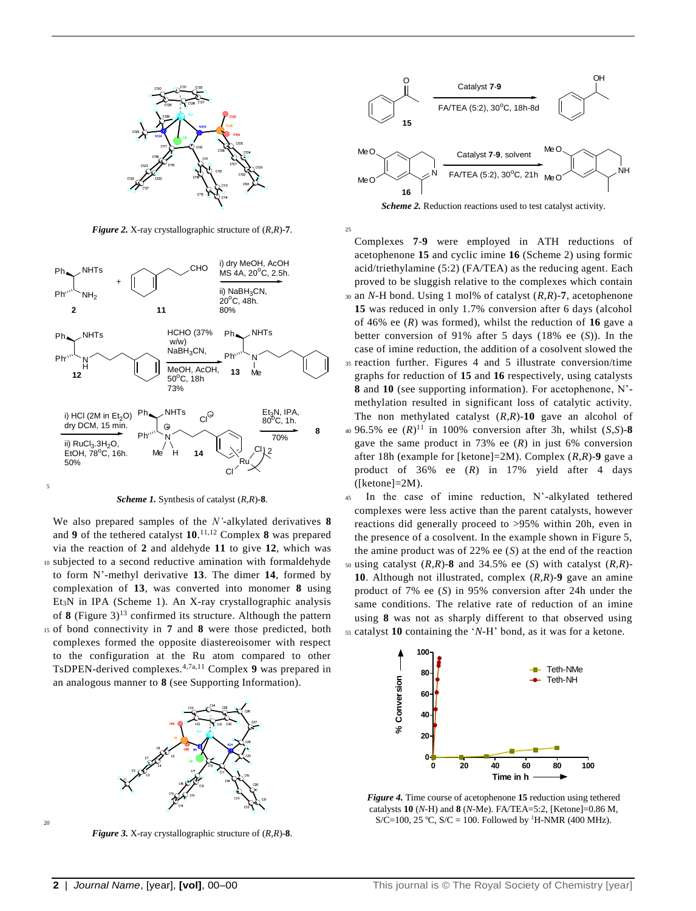*Figure 2.* X-ray crystallographic structure of (*R*,*R*)-**7**.

*Scheme 1.* Synthesis of catalyst (*R*,*R*)-**8**.

We also prepared samples of the *N'*-alkylated derivatives **8** and **9** of the tethered catalyst **10**.[11,12] Complex **8** was prepared via the reaction of **2** and aldehyde **11** to give **12**, which was subjected to a second reductive amination with formaldehyde to form N'-methyl derivative **13**. The dimer **14**, formed by complexation of **13**, was converted into monomer **8** using $Et_3N$ in IPA (Scheme 1). An X-ray crystallographic analysis of **8** (Figure 3)[13] confirmed its structure. Although the pattern of bond connectivity in **7** and **8** were those predicted, both complexes formed the opposite diastereoisomer with respect to the configuration at the Ru atom compared to other TsDPEN-derived complexes.[4,7a,11] Complex **9** was prepared in an analogous manner to **8** (see Supporting Information).

*Figure 3.* X-ray crystallographic structure of (*R*,*R*)-**8**.

*Scheme 2.* Reduction reactions used to test catalyst activity.

Complexes **7**-**9** were employed in ATH reductions of acetophenone **15** and cyclic imine **16** (Scheme 2) using formic acid/triethylamine (5:2) (FA/TEA) as the reducing agent. Each proved to be sluggish relative to the complexes which contain an *N*-H bond. Using 1 mol% of catalyst (*R*,*R*)-**7**, acetophenone **15** was reduced in only 1.7% conversion after 6 days (alcohol of 46% ee (*R*) was formed), whilst the reduction of **16** gave a better conversion of 91% after 5 days (18% ee (*S*)). In the case of imine reduction, the addition of a cosolvent slowed the reaction further. Figures 4 and 5 illustrate conversion/time graphs for reduction of **15** and **16** respectively, using catalysts **8** and **10** (see supporting information). For acetophenone, N'-methylation resulted in significant loss of catalytic activity. The non methylated catalyst (*R*,*R*)-**10** gave an alcohol of 96.5% ee (*R*)[11] in 100% conversion after 3h, whilst (*S*,*S*)-**8** gave the same product in 73% ee (*R*) in just 6% conversion after 18h (example for [ketone]=2M). Complex (*R*,*R*)-**9** gave a product of 36% ee (*R*) in 17% yield after 4 days ([ketone]=2M).

In the case of imine reduction, N'-alkylated tethered complexes were less active than the parent catalysts, however reactions did generally proceed to >95% within 20h, even in the presence of a cosolvent. In the example shown in Figure 5, the amine product was of 22% ee (*S*) at the end of the reaction using catalyst (*R*,*R*)-**8** and 34.5% ee (*S*) with catalyst (*R*,*R*)-**10**. Although not illustrated, complex (*R*,*R*)-**9** gave an amine product of 7% ee (*S*) in 95% conversion after 24h under the same conditions. The relative rate of reduction of an imine using **8** was not as sharply different to that observed using catalyst **10** containing the '*N*-H' bond, as it was for a ketone.

*Figure 4.* Time course of acetophenone **15** reduction using tethered catalysts **10** (*N*-H) and **8** (*N*-Me). FA/TEA=5:2, [Ketone]=0.86 M, S/C=100, 25 ºC, S/C = 100. Followed by $^1$H-NMR (400 MHz).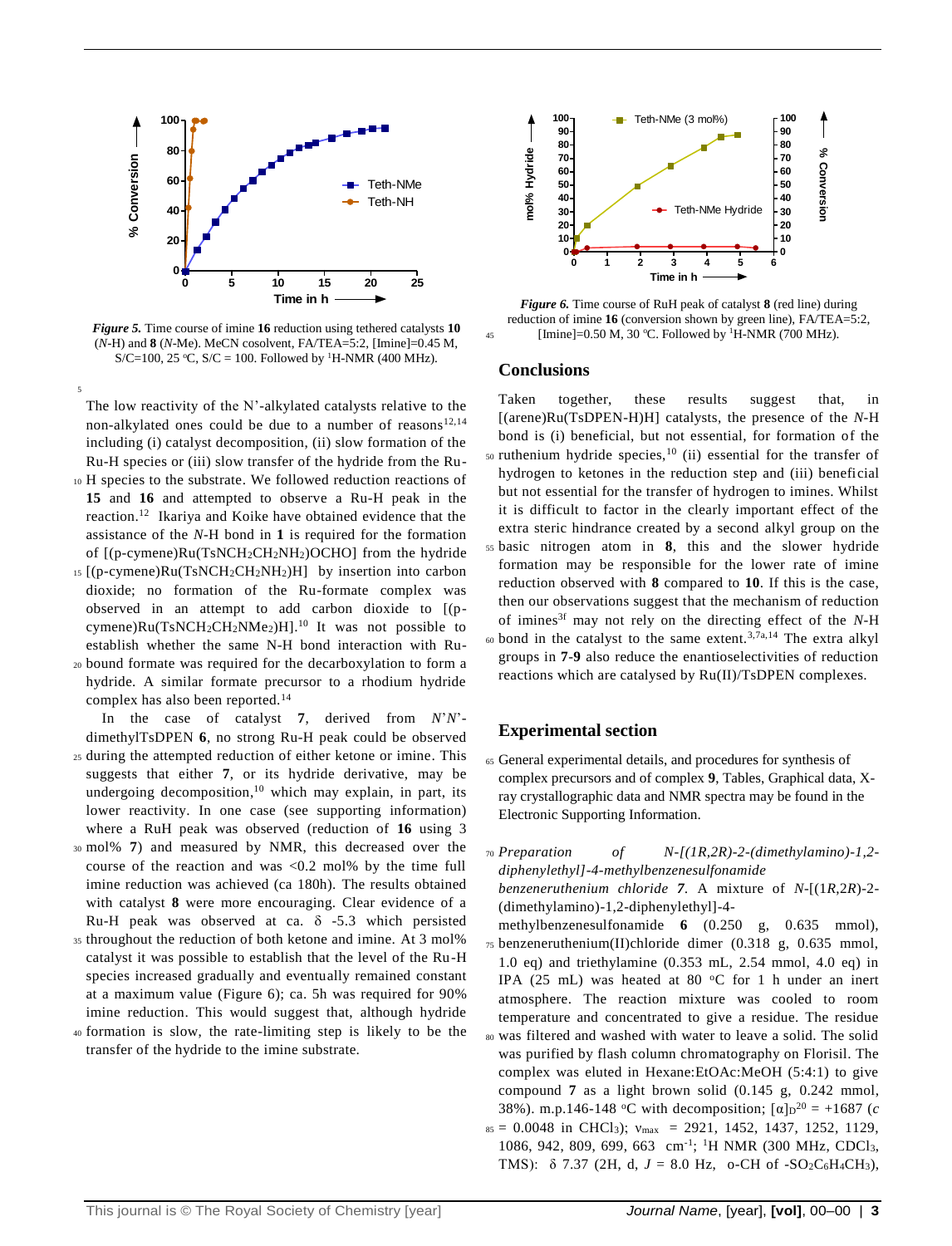*Figure 5.* Time course of imine **16** reduction using tethered catalysts **10** (*N*-H) and **8** (*N*-Me). MeCN cosolvent, FA/TEA=5:2, [Imine]=0.45 M, S/C=100, 25 °C, S/C = 100. Followed by $^1$H-NMR (400 MHz).

The low reactivity of the N'-alkylated catalysts relative to the non-alkylated ones could be due to a number of reasons[12,14] including (i) catalyst decomposition, (ii) slow formation of the Ru-H species or (iii) slow transfer of the hydride from the Ru-H species to the substrate. We followed reduction reactions of **15** and **16** and attempted to observe a Ru-H peak in the reaction.[12] Ikariya and Koike have obtained evidence that the assistance of the *N*-H bond in **1** is required for the formation of [(p-cymene)Ru(TsNCH$_2$CH$_2$NH$_2$)OCHO] from the hydride [(p-cymene)Ru(TsNCH$_2$CH$_2$NH$_2$)H] by insertion into carbon dioxide; no formation of the Ru-formate complex was observed in an attempt to add carbon dioxide to [(p-cymene)Ru(TsNCH$_2$CH$_2$NMe$_2$)H].[10] It was not possible to establish whether the same N-H bond interaction with Ru-bound formate was required for the decarboxylation to form a hydride. A similar formate precursor to a rhodium hydride complex has also been reported.[14]

In the case of catalyst **7**, derived from *N*'*N*'-dimethylTsDPEN **6**, no strong Ru-H peak could be observed during the attempted reduction of either ketone or imine. This suggests that either **7**, or its hydride derivative, may be undergoing decomposition,[10] which may explain, in part, its lower reactivity. In one case (see supporting information) where a RuH peak was observed (reduction of **16** using 3 mol% **7**) and measured by NMR, this decreased over the course of the reaction and was <0.2 mol% by the time full imine reduction was achieved (ca 180h). The results obtained with catalyst **8** were more encouraging. Clear evidence of a Ru-H peak was observed at ca. δ -5.3 which persisted throughout the reduction of both ketone and imine. At 3 mol% catalyst it was possible to establish that the level of the Ru-H species increased gradually and eventually remained constant at a maximum value (Figure 6); ca. 5h was required for 90% imine reduction. This would suggest that, although hydride formation is slow, the rate-limiting step is likely to be the transfer of the hydride to the imine substrate.

*Figure 6.* Time course of RuH peak of catalyst **8** (red line) during reduction of imine **16** (conversion shown by green line), FA/TEA=5:2, [Imine]=0.50 M, 30 °C. Followed by $^1$H-NMR (700 MHz).

## Conclusions

Taken together, these results suggest that, in [(arene)Ru(TsDPEN-H)H] catalysts, the presence of the *N*-H bond is (i) beneficial, but not essential, for formation of the ruthenium hydride species,[10] (ii) essential for the transfer of hydrogen to ketones in the reduction step and (iii) beneficial but not essential for the transfer of hydrogen to imines. Whilst it is difficult to factor in the clearly important effect of the extra steric hindrance created by a second alkyl group on the basic nitrogen atom in **8**, this and the slower hydride formation may be responsible for the lower rate of imine reduction observed with **8** compared to **10**. If this is the case, then our observations suggest that the mechanism of reduction of imines[3f] may not rely on the directing effect of the *N*-H bond in the catalyst to the same extent.[3,7a,14] The extra alkyl groups in **7**-**9** also reduce the enantioselectivities of reduction reactions which are catalysed by Ru(II)/TsDPEN complexes.

## Experimental section

General experimental details, and procedures for synthesis of complex precursors and of complex **9**, Tables, Graphical data, X-ray crystallographic data and NMR spectra may be found in the Electronic Supporting Information.

*Preparation of N-[(1R,2R)-2-(dimethylamino)-1,2-diphenylethyl]-4-methylbenzenesulfonamide benzeneruthenium chloride **7**.* A mixture of *N*-[(1*R*,2*R*)-2-(dimethylamino)-1,2-diphenylethyl]-4-methylbenzenesulfonamide **6** (0.250 g, 0.635 mmol), benzeneruthenium(II)chloride dimer (0.318 g, 0.635 mmol, 1.0 eq) and triethylamine (0.353 mL, 2.54 mmol, 4.0 eq) in IPA (25 mL) was heated at 80 °C for 1 h under an inert atmosphere. The reaction mixture was cooled to room temperature and concentrated to give a residue. The residue was filtered and washed with water to leave a solid. The solid was purified by flash column chromatography on Florisil. The complex was eluted in Hexane:EtOAc:MeOH (5:4:1) to give compound **7** as a light brown solid (0.145 g, 0.242 mmol, 38%). m.p.146-148 °C with decomposition; $[\alpha]_D^{20}$ = +1687 (*c* = 0.0048 in CHCl$_3$); $\nu_{max}$ = 2921, 1452, 1437, 1252, 1129, 1086, 942, 809, 699, 663 cm$^{-1}$; $^1$H NMR (300 MHz, CDCl$_3$, TMS): δ 7.37 (2H, d, *J* = 8.0 Hz, o-CH of -SO$_2$C$_6$H$_4$CH$_3$),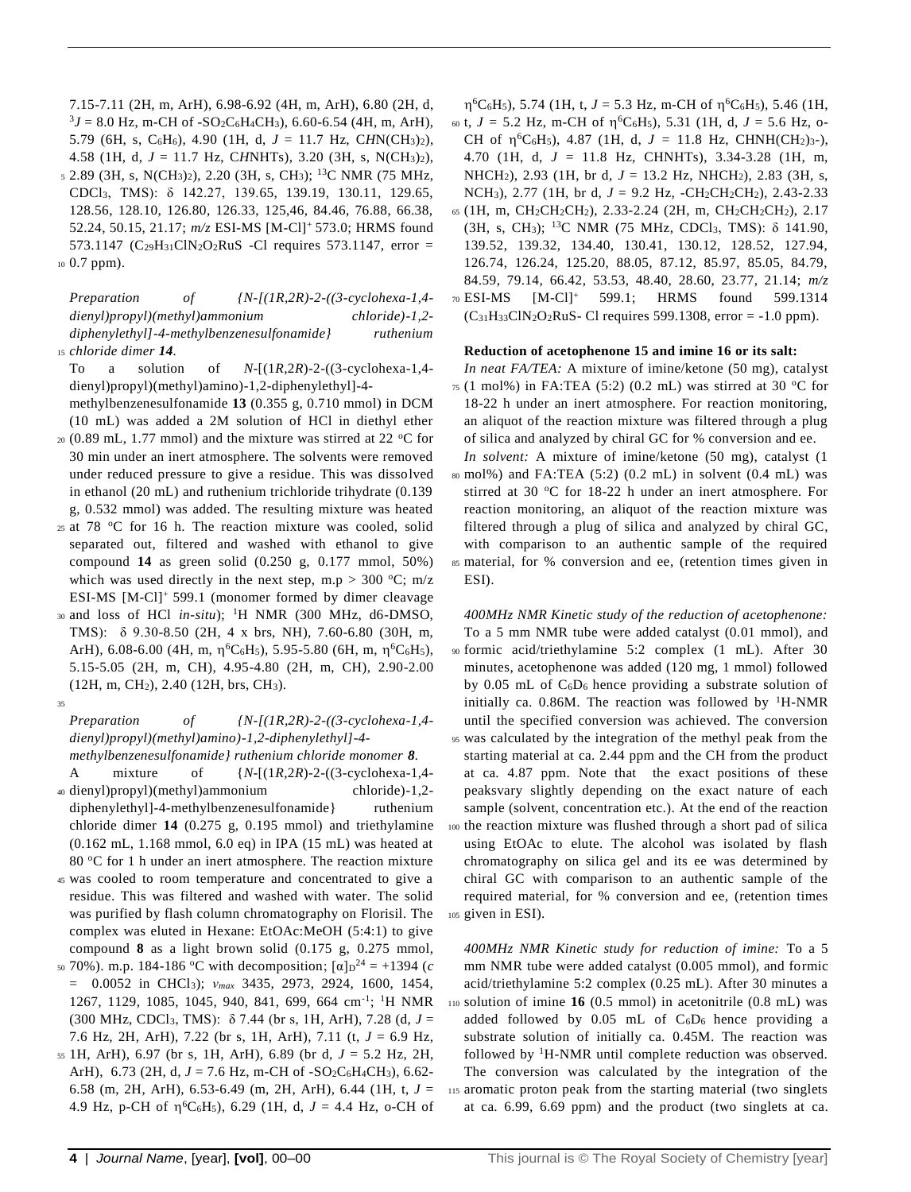7.15-7.11 (2H, m, ArH), 6.98-6.92 (4H, m, ArH), 6.80 (2H, d, $^3J$ = 8.0 Hz, m-CH of -$SO_2C_6H_4CH_3$), 6.60-6.54 (4H, m, ArH), 5.79 (6H, s, $C_6H_6$), 4.90 (1H, d, $J$ = 11.7 Hz, C*H*N($CH_3$)$_2$), 4.58 (1H, d, $J$ = 11.7 Hz, C*H*NHTs), 3.20 (3H, s, N($CH_3$)$_2$), 2.89 (3H, s, N($CH_3$)$_2$), 2.20 (3H, s, $CH_3$); $^{13}$C NMR (75 MHz, $CDCl_3$, TMS): δ 142.27, 139.65, 139.19, 130.11, 129.65, 128.56, 128.10, 126.80, 126.33, 125,46, 84.46, 76.88, 66.38, 52.24, 50.15, 21.17; *m/z* ESI-MS [M-Cl]$^+$ 573.0; HRMS found 573.1147 ($C_{29}H_{31}ClN_2O_2RuS$ -Cl requires 573.1147, error = 0.7 ppm).

*Preparation of {N-[(1R,2R)-2-((3-cyclohexa-1,4-dienyl)propyl)(methyl)ammonium chloride)-1,2-diphenylethyl]-4-methylbenzenesulfonamide} ruthenium chloride dimer **14**.*

To a solution of *N*-[(1*R*,2*R*)-2-((3-cyclohexa-1,4-dienyl)propyl)(methyl)amino)-1,2-diphenylethyl]-4-methylbenzenesulfonamide **13** (0.355 g, 0.710 mmol) in DCM (10 mL) was added a 2M solution of HCl in diethyl ether (0.89 mL, 1.77 mmol) and the mixture was stirred at 22 °C for 30 min under an inert atmosphere. The solvents were removed under reduced pressure to give a residue. This was dissolved in ethanol (20 mL) and ruthenium trichloride trihydrate (0.139 g, 0.532 mmol) was added. The resulting mixture was heated at 78 °C for 16 h. The reaction mixture was cooled, solid separated out, filtered and washed with ethanol to give compound **14** as green solid (0.250 g, 0.177 mmol, 50%) which was used directly in the next step, m.p > 300 °C; m/z ESI-MS [M-Cl]$^+$ 599.1 (monomer formed by dimer cleavage and loss of HCl *in-situ*); $^1$H NMR (300 MHz, d6-DMSO, TMS): δ 9.30-8.50 (2H, 4 x brs, NH), 7.60-6.80 (30H, m, ArH), 6.08-6.00 (4H, m, $\eta^6C_6H_5$), 5.95-5.80 (6H, m, $\eta^6C_6H_5$), 5.15-5.05 (2H, m, CH), 4.95-4.80 (2H, m, CH), 2.90-2.00 (12H, m, $CH_2$), 2.40 (12H, brs, $CH_3$).

*Preparation of {N-[(1R,2R)-2-((3-cyclohexa-1,4-dienyl)propyl)(methyl)amino)-1,2-diphenylethyl]-4-methylbenzenesulfonamide} ruthenium chloride monomer **8**.*

A mixture of {*N*-[(1*R*,2*R*)-2-((3-cyclohexa-1,4-dienyl)propyl)(methyl)ammonium chloride)-1,2-diphenylethyl]-4-methylbenzenesulfonamide} ruthenium chloride dimer **14** (0.275 g, 0.195 mmol) and triethylamine (0.162 mL, 1.168 mmol, 6.0 eq) in IPA (15 mL) was heated at 80 °C for 1 h under an inert atmosphere. The reaction mixture was cooled to room temperature and concentrated to give a residue. This was filtered and washed with water. The solid was purified by flash column chromatography on Florisil. The complex was eluted in Hexane: EtOAc:MeOH (5:4:1) to give compound **8** as a light brown solid (0.175 g, 0.275 mmol, 70%). m.p. 184-186 °C with decomposition; $[\alpha]_D^{24}$ = +1394 (*c* = 0.0052 in $CHCl_3$); $\nu_{max}$ 3435, 2973, 2924, 1600, 1454, 1267, 1129, 1085, 1045, 940, 841, 699, 664 cm$^{-1}$; $^1$H NMR (300 MHz, $CDCl_3$, TMS): δ 7.44 (br s, 1H, ArH), 7.28 (d, $J$ = 7.6 Hz, 2H, ArH), 7.22 (br s, 1H, ArH), 7.11 (t, $J$ = 6.9 Hz, 1H, ArH), 6.97 (br s, 1H, ArH), 6.89 (br d, $J$ = 5.2 Hz, 2H, ArH), 6.73 (2H, d, $J$ = 7.6 Hz, m-CH of -$SO_2C_6H_4CH_3$), 6.62-6.58 (m, 2H, ArH), 6.53-6.49 (m, 2H, ArH), 6.44 (1H, t, $J$ = 4.9 Hz, p-CH of $\eta^6C_6H_5$), 6.29 (1H, d, $J$ = 4.4 Hz, o-CH of $\eta^6C_6H_5$), 5.74 (1H, t, $J$ = 5.3 Hz, m-CH of $\eta^6C_6H_5$), 5.46 (1H, t, $J$ = 5.2 Hz, m-CH of $\eta^6C_6H_5$), 5.31 (1H, d, $J$ = 5.6 Hz, o-CH of $\eta^6C_6H_5$), 4.87 (1H, d, $J$ = 11.8 Hz, CHNH($CH_2$)$_3$-), 4.70 (1H, d, $J$ = 11.8 Hz, CHNHTs), 3.34-3.28 (1H, m, $NHCH_2$), 2.93 (1H, br d, $J$ = 13.2 Hz, $NHCH_2$), 2.83 (3H, s, $NCH_3$), 2.77 (1H, br d, $J$ = 9.2 Hz, -$CH_2CH_2CH_2$), 2.43-2.33 (1H, m, $CH_2CH_2CH_2$), 2.33-2.24 (2H, m, $CH_2CH_2CH_2$), 2.17 (3H, s, $CH_3$); $^{13}$C NMR (75 MHz, $CDCl_3$, TMS): δ 141.90, 139.52, 139.32, 134.40, 130.41, 130.12, 128.52, 127.94, 126.74, 126.24, 125.20, 88.05, 87.12, 85.97, 85.05, 84.79, 84.59, 79.14, 66.42, 53.53, 48.40, 28.60, 23.77, 21.14; *m/z* ESI-MS [M-Cl]$^+$ 599.1; HRMS found 599.1314 ($C_{31}H_{33}ClN_2O_2RuS$- Cl requires 599.1308, error = -1.0 ppm).

**Reduction of acetophenone 15 and imine 16 or its salt:**

*In neat FA/TEA:* A mixture of imine/ketone (50 mg), catalyst (1 mol%) in FA:TEA (5:2) (0.2 mL) was stirred at 30 °C for 18-22 h under an inert atmosphere. For reaction monitoring, an aliquot of the reaction mixture was filtered through a plug of silica and analyzed by chiral GC for % conversion and ee.

*In solvent:* A mixture of imine/ketone (50 mg), catalyst (1 mol%) and FA:TEA (5:2) (0.2 mL) in solvent (0.4 mL) was stirred at 30 °C for 18-22 h under an inert atmosphere. For reaction monitoring, an aliquot of the reaction mixture was filtered through a plug of silica and analyzed by chiral GC, with comparison to an authentic sample of the required material, for % conversion and ee, (retention times given in ESI).

*400MHz NMR Kinetic study of the reduction of acetophenone:* To a 5 mm NMR tube were added catalyst (0.01 mmol), and formic acid/triethylamine 5:2 complex (1 mL). After 30 minutes, acetophenone was added (120 mg, 1 mmol) followed by 0.05 mL of $C_6D_6$ hence providing a substrate solution of initially ca. 0.86M. The reaction was followed by $^1$H-NMR until the specified conversion was achieved. The conversion was calculated by the integration of the methyl peak from the starting material at ca. 2.44 ppm and the CH from the product at ca. 4.87 ppm. Note that the exact positions of these peaksvary slightly depending on the exact nature of each sample (solvent, concentration etc.). At the end of the reaction the reaction mixture was flushed through a short pad of silica using EtOAc to elute. The alcohol was isolated by flash chromatography on silica gel and its ee was determined by chiral GC with comparison to an authentic sample of the required material, for % conversion and ee, (retention times given in ESI).

*400MHz NMR Kinetic study for reduction of imine:* To a 5 mm NMR tube were added catalyst (0.005 mmol), and formic acid/triethylamine 5:2 complex (0.25 mL). After 30 minutes a solution of imine **16** (0.5 mmol) in acetonitrile (0.8 mL) was added followed by 0.05 mL of $C_6D_6$ hence providing a substrate solution of initially ca. 0.45M. The reaction was followed by $^1$H-NMR until complete reduction was observed. The conversion was calculated by the integration of the aromatic proton peak from the starting material (two singlets at ca. 6.99, 6.69 ppm) and the product (two singlets at ca.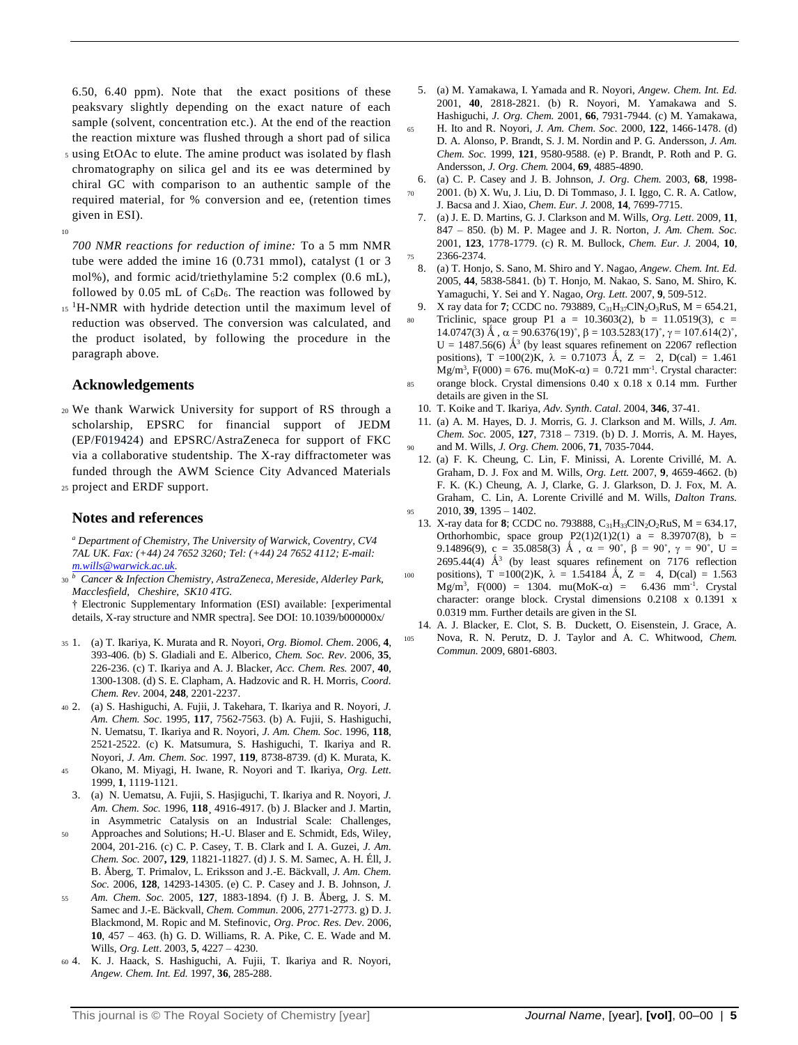6.50, 6.40 ppm). Note that the exact positions of these peaksvary slightly depending on the exact nature of each sample (solvent, concentration etc.). At the end of the reaction the reaction mixture was flushed through a short pad of silica using EtOAc to elute. The amine product was isolated by flash chromatography on silica gel and its ee was determined by chiral GC with comparison to an authentic sample of the required material, for % conversion and ee, (retention times given in ESI).

*700 NMR reactions for reduction of imine:* To a 5 mm NMR tube were added the imine 16 (0.731 mmol), catalyst (1 or 3 mol%), and formic acid/triethylamine 5:2 complex (0.6 mL), followed by 0.05 mL of $C_6D_6$. The reaction was followed by $^1$H-NMR with hydride detection until the maximum level of reduction was observed. The conversion was calculated, and the product isolated, by following the procedure in the paragraph above.

## Acknowledgements

We thank Warwick University for support of RS through a scholarship, EPSRC for financial support of JEDM (EP/F019424) and EPSRC/AstraZeneca for support of FKC via a collaborative studentship. The X-ray diffractometer was funded through the AWM Science City Advanced Materials project and ERDF support.

## Notes and references

[a] *Department of Chemistry, The University of Warwick, Coventry, CV4 7AL UK. Fax: (+44) 24 7652 3260; Tel: (+44) 24 7652 4112; E-mail: m.wills@warwick.ac.uk.*

[b] *Cancer & Infection Chemistry, AstraZeneca, Mereside, Alderley Park, Macclesfield, Cheshire, SK10 4TG.*

† Electronic Supplementary Information (ESI) available: [experimental details, X-ray structure and NMR spectra]. See DOI: 10.1039/b000000x/

1. (a) T. Ikariya, K. Murata and R. Noyori, *Org. Biomol. Chem*. 2006, **4**, 393-406. (b) S. Gladiali and E. Alberico, *Chem. Soc. Rev*. 2006, **35**, 226-236. (c) T. Ikariya and A. J. Blacker, *Acc. Chem. Res.* 2007, **40**, 1300-1308. (d) S. E. Clapham, A. Hadzovic and R. H. Morris, *Coord. Chem. Rev*. 2004, **248**, 2201-2237.
2. (a) S. Hashiguchi, A. Fujii, J. Takehara, T. Ikariya and R. Noyori, *J. Am. Chem. Soc*. 1995, **117**, 7562-7563. (b) A. Fujii, S. Hashiguchi, N. Uematsu, T. Ikariya and R. Noyori, *J. Am. Chem. Soc*. 1996, **118**, 2521-2522. (c) K. Matsumura, S. Hashiguchi, T. Ikariya and R. Noyori, *J. Am. Chem. Soc.* 1997, **119**, 8738-8739. (d) K. Murata, K. Okano, M. Miyagi, H. Iwane, R. Noyori and T. Ikariya, *Org. Lett*. 1999, **1**, 1119-1121.
3. (a) N. Uematsu, A. Fujii, S. Hasjiguchi, T. Ikariya and R. Noyori, *J. Am. Chem. Soc.* 1996, **118**¸ 4916-4917. (b) J. Blacker and J. Martin, in Asymmetric Catalysis on an Industrial Scale: Challenges, Approaches and Solutions; H.-U. Blaser and E. Schmidt, Eds, Wiley, 2004, 201-216. (c) C. P. Casey, T. B. Clark and I. A. Guzei, *J. Am. Chem. Soc.* 2007**,** **129**, 11821-11827. (d) J. S. M. Samec, A. H. Éll, J. B. Åberg, T. Primalov, L. Eriksson and J.-E. Bäckvall, *J. Am. Chem. Soc.* 2006, **128**, 14293-14305. (e) C. P. Casey and J. B. Johnson, *J. Am. Chem. Soc.* 2005, **127**, 1883-1894. (f) J. B. Åberg, J. S. M. Samec and J.-E. Bäckvall, *Chem. Commun*. 2006, 2771-2773. g) D. J. Blackmond, M. Ropic and M. Stefinovic, *Org. Proc. Res. Dev*. 2006, **10**, 457 – 463. (h) G. D. Williams, R. A. Pike, C. E. Wade and M. Wills, *Org. Lett*. 2003, **5**, 4227 – 4230.
4. K. J. Haack, S. Hashiguchi, A. Fujii, T. Ikariya and R. Noyori, *Angew. Chem. Int. Ed.* 1997, **36**, 285-288.
5. (a) M. Yamakawa, I. Yamada and R. Noyori, *Angew. Chem. Int. Ed.* 2001, **40**, 2818-2821. (b) R. Noyori, M. Yamakawa and S. Hashiguchi, *J. Org. Chem.* 2001, **66**, 7931-7944. (c) M. Yamakawa, H. Ito and R. Noyori, *J. Am. Chem. Soc.* 2000, **122**, 1466-1478. (d) D. A. Alonso, P. Brandt, S. J. M. Nordin and P. G. Andersson, *J. Am. Chem. Soc.* 1999, **121**, 9580-9588. (e) P. Brandt, P. Roth and P. G. Andersson, *J. Org. Chem.* 2004, **69**, 4885-4890.
6. (a) C. P. Casey and J. B. Johnson, *J. Org. Chem.* 2003, **68**, 1998-2001. (b) X. Wu, J. Liu, D. Di Tommaso, J. I. Iggo, C. R. A. Catlow, J. Bacsa and J. Xiao, *Chem. Eur. J.* 2008, **14**, 7699-7715.
7. (a) J. E. D. Martins, G. J. Clarkson and M. Wills, *Org. Lett*. 2009, **11**, 847 – 850. (b) M. P. Magee and J. R. Norton, *J. Am. Chem. Soc.* 2001, **123**, 1778-1779. (c) R. M. Bullock, *Chem. Eur. J.* 2004, **10**, 2366-2374.
8. (a) T. Honjo, S. Sano, M. Shiro and Y. Nagao, *Angew. Chem. Int. Ed.* 2005, **44**, 5838-5841. (b) T. Honjo, M. Nakao, S. Sano, M. Shiro, K. Yamaguchi, Y. Sei and Y. Nagao, *Org. Lett.* 2007, **9**, 509-512.
9. X ray data for **7**; CCDC no. 793889, $C_{31}H_{37}ClN_2O_3RuS$, M = 654.21, Triclinic, space group P1 a = 10.3603(2), b = 11.0519(3), c = 14.0747(3) Å , α = 90.6376(19)°, β = 103.5283(17)°, γ = 107.614(2)°, U = 1487.56(6) Å$^3$ (by least squares refinement on 22067 reflection positions), T =100(2)K, λ = 0.71073 Å, Z = 2, D(cal) = 1.461 Mg/m$^3$, F(000) = 676. mu(MoK-α) = 0.721 mm$^{-1}$. Crystal character: orange block. Crystal dimensions 0.40 x 0.18 x 0.14 mm. Further details are given in the SI.
10. T. Koike and T. Ikariya, *Adv. Synth. Catal*. 2004, **346**, 37-41.
11. (a) A. M. Hayes, D. J. Morris, G. J. Clarkson and M. Wills, *J. Am. Chem. Soc.* 2005, **127**, 7318 – 7319. (b) D. J. Morris, A. M. Hayes, and M. Wills, *J. Org. Chem.* 2006, **71**, 7035-7044.
12. (a) F. K. Cheung, C. Lin, F. Minissi, A. Lorente Crivillé, M. A. Graham, D. J. Fox and M. Wills, *Org. Lett.* 2007, **9**, 4659-4662. (b) F. K. (K.) Cheung, A. J, Clarke, G. J. Glarkson, D. J. Fox, M. A. Graham, C. Lin, A. Lorente Crivillé and M. Wills, *Dalton Trans.* 2010, **39**, 1395 – 1402.
13. X-ray data for **8**; CCDC no. 793888, $C_{31}H_{33}ClN_2O_2RuS$, M = 634.17, Orthorhombic, space group P2(1)2(1)2(1) a = 8.39707(8), b = 9.14896(9), c = 35.0858(3) Å , α = 90°, β = 90°, γ = 90°, U = 2695.44(4) Å$^3$ (by least squares refinement on 7176 reflection positions), T =100(2)K, λ = 1.54184 Å, Z = 4, D(cal) = 1.563 Mg/m$^3$, F(000) = 1304. mu(MoK-α) = 6.436 mm$^{-1}$. Crystal character: orange block. Crystal dimensions 0.2108 x 0.1391 x 0.0319 mm. Further details are given in the SI.
14. A. J. Blacker, E. Clot, S. B. Duckett, O. Eisenstein, J. Grace, A. Nova, R. N. Perutz, D. J. Taylor and A. C. Whitwood, *Chem. Commun.* 2009, 6801-6803.